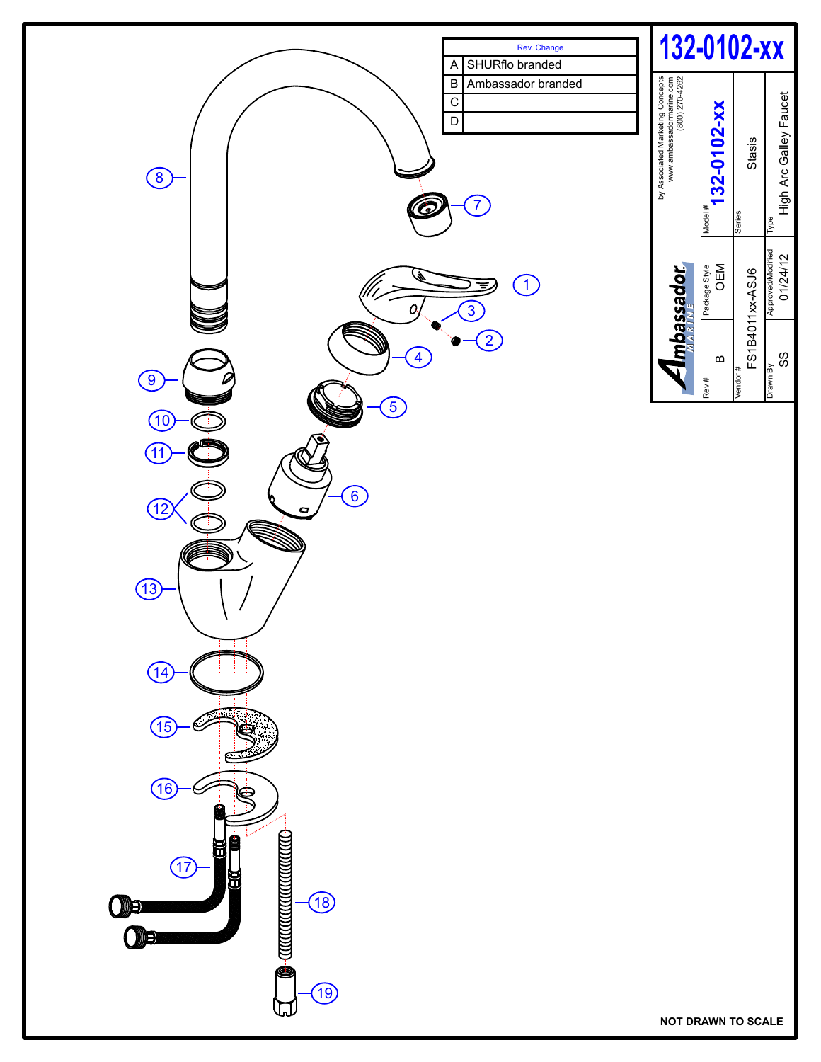# 132-0102-xx

| Rev. | Change |
|---|---|
| A | SHURflo branded |
| B | Ambassador branded |
| C | |
| D | |

by Associated Marketing Concepts
www.ambassadormarine.com
(800) 270-4262

Ambassador MARINE

| Field | Value |
|---|---|
| Model # | 132-0102-xx |
| Series | Stasis |
| Type | High Arc Galley Faucet |
| Rev # | B |
| Package Style | OEM |
| Vendor # | FS1B4011xx-ASJ6 |
| Drawn By | SS |
| Approved/Modified | 01/24/12 |

1, 2, 3, 4, 5, 6, 7, 8, 9, 10, 11, 12, 13, 14, 15, 16, 17, 18, 19

NOT DRAWN TO SCALE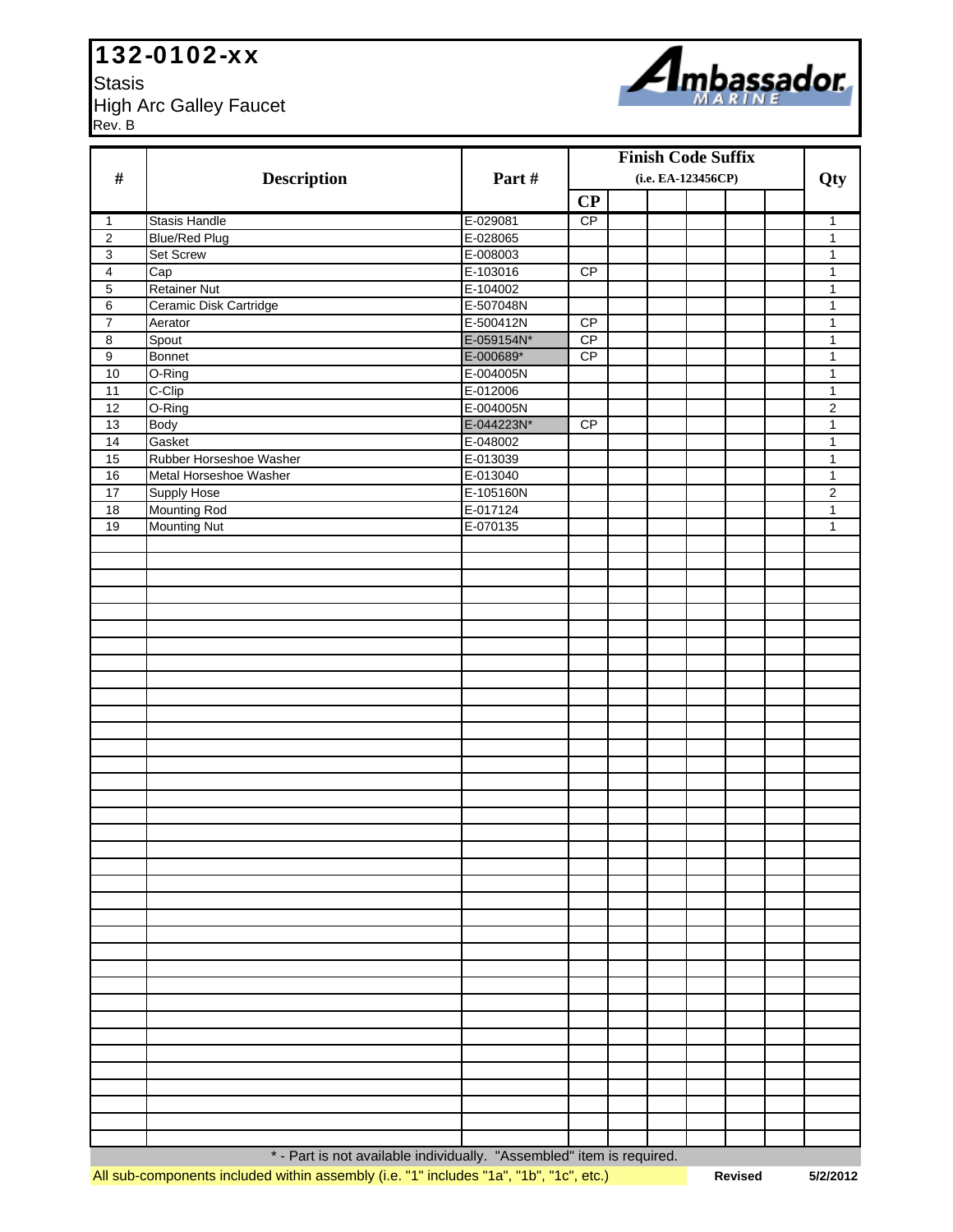# 132-0102-xx

Stasis
High Arc Galley Faucet
Rev. B

Ambassador MARINE

| # | Description | Part # | Finish Code Suffix (i.e. EA-123456CP) | | | | | | Qty |
|---|---|---|---|---|---|---|---|---|---|
| | | | CP | | | | | | |
| 1 | Stasis Handle | E-029081 | CP | | | | | | 1 |
| 2 | Blue/Red Plug | E-028065 | | | | | | | 1 |
| 3 | Set Screw | E-008003 | | | | | | | 1 |
| 4 | Cap | E-103016 | CP | | | | | | 1 |
| 5 | Retainer Nut | E-104002 | | | | | | | 1 |
| 6 | Ceramic Disk Cartridge | E-507048N | | | | | | | 1 |
| 7 | Aerator | E-500412N | CP | | | | | | 1 |
| 8 | Spout | E-059154N* | CP | | | | | | 1 |
| 9 | Bonnet | E-000689* | CP | | | | | | 1 |
| 10 | O-Ring | E-004005N | | | | | | | 1 |
| 11 | C-Clip | E-012006 | | | | | | | 1 |
| 12 | O-Ring | E-004005N | | | | | | | 2 |
| 13 | Body | E-044223N* | CP | | | | | | 1 |
| 14 | Gasket | E-048002 | | | | | | | 1 |
| 15 | Rubber Horseshoe Washer | E-013039 | | | | | | | 1 |
| 16 | Metal Horseshoe Washer | E-013040 | | | | | | | 1 |
| 17 | Supply Hose | E-105160N | | | | | | | 2 |
| 18 | Mounting Rod | E-017124 | | | | | | | 1 |
| 19 | Mounting Nut | E-070135 | | | | | | | 1 |

* - Part is not available individually. "Assembled" item is required.

All sub-components included within assembly (i.e. "1" includes "1a", "1b", "1c", etc.)

**Revised** **5/2/2012**